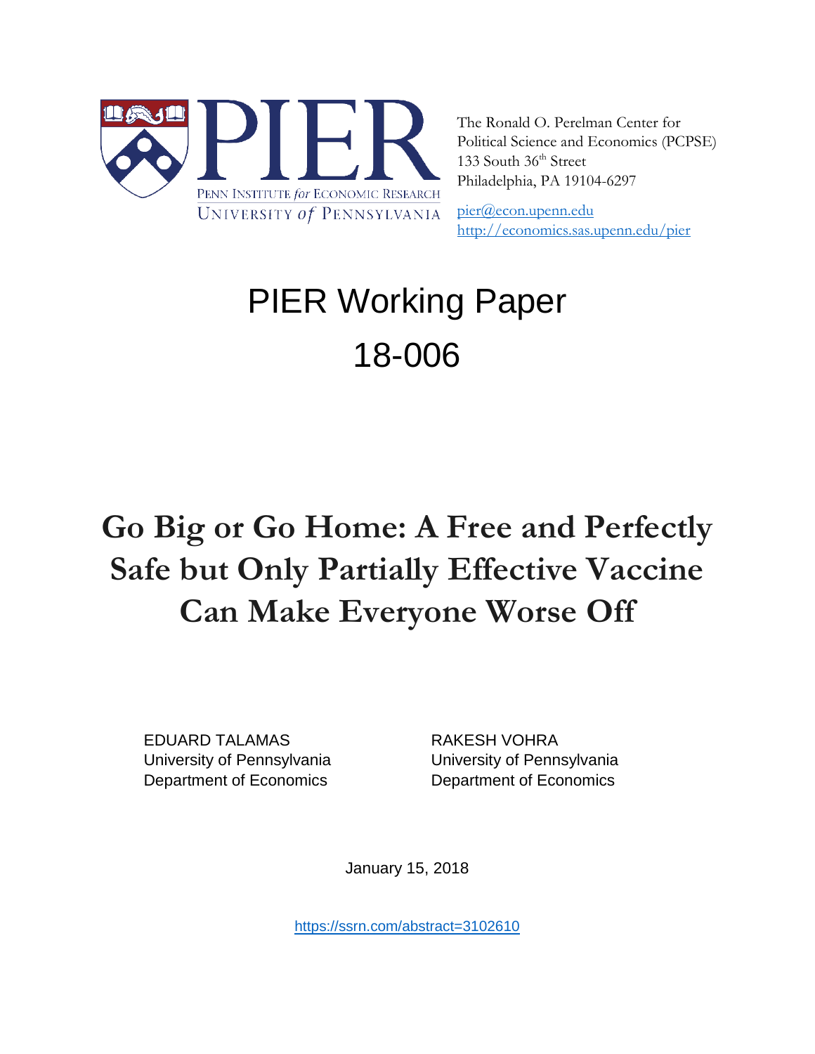PENN INSTITUTE *for* ECONOMIC RESEARCH
UNIVERSITY *of* PENNSYLVANIA

The Ronald O. Perelman Center for
Political Science and Economics (PCPSE)
133 South 36th Street
Philadelphia, PA 19104-6297

pier@econ.upenn.edu
http://economics.sas.upenn.edu/pier

# PIER Working Paper 18-006

# Go Big or Go Home: A Free and Perfectly Safe but Only Partially Effective Vaccine Can Make Everyone Worse Off

EDUARD TALAMAS
University of Pennsylvania
Department of Economics

RAKESH VOHRA
University of Pennsylvania
Department of Economics

January 15, 2018

https://ssrn.com/abstract=3102610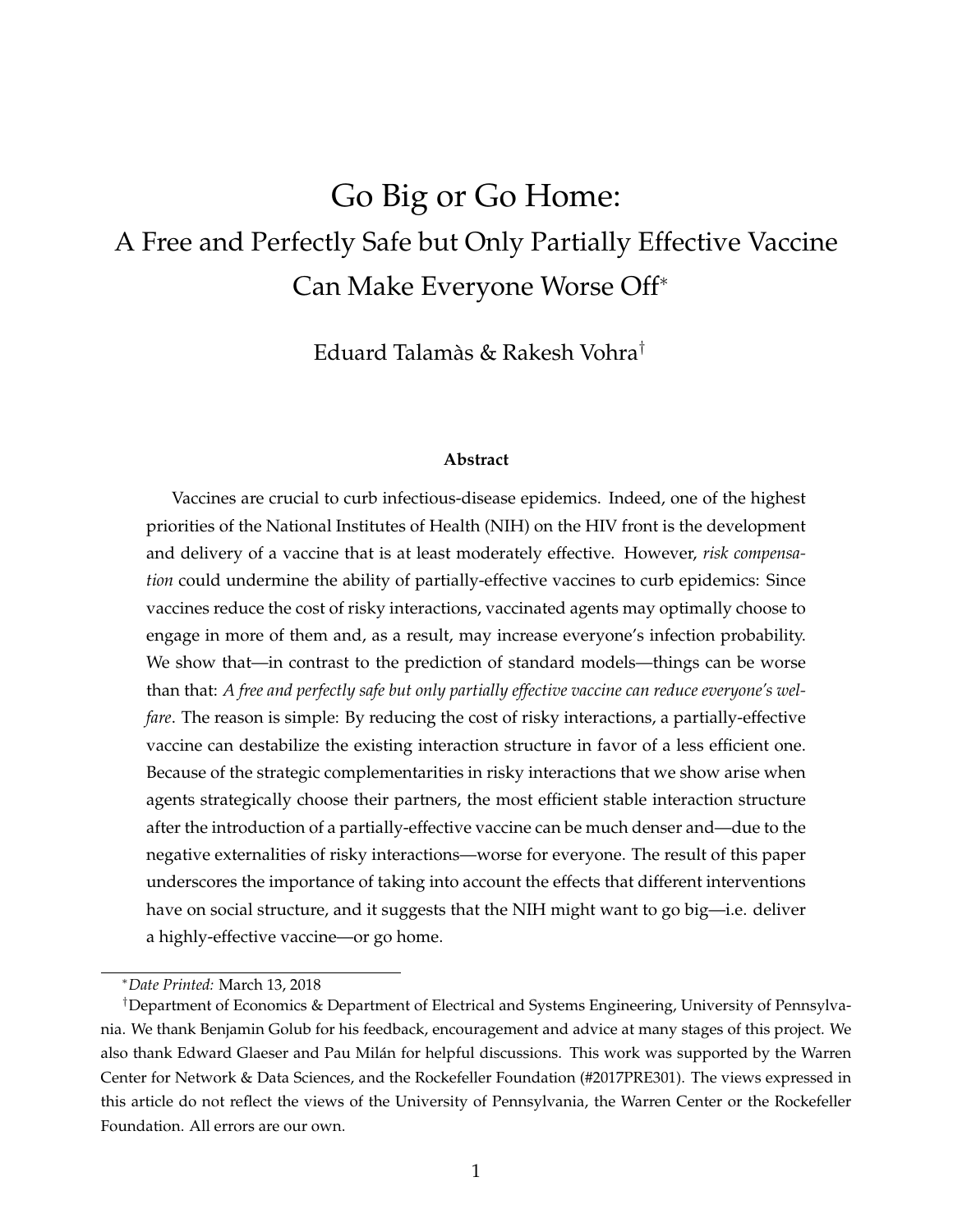# Go Big or Go Home:
## A Free and Perfectly Safe but Only Partially Effective Vaccine Can Make Everyone Worse Off*

Eduard Talamàs & Rakesh Vohra†

### Abstract

Vaccines are crucial to curb infectious-disease epidemics. Indeed, one of the highest priorities of the National Institutes of Health (NIH) on the HIV front is the development and delivery of a vaccine that is at least moderately effective. However, *risk compensation* could undermine the ability of partially-effective vaccines to curb epidemics: Since vaccines reduce the cost of risky interactions, vaccinated agents may optimally choose to engage in more of them and, as a result, may increase everyone's infection probability. We show that—in contrast to the prediction of standard models—things can be worse than that: *A free and perfectly safe but only partially effective vaccine can reduce everyone's welfare*. The reason is simple: By reducing the cost of risky interactions, a partially-effective vaccine can destabilize the existing interaction structure in favor of a less efficient one. Because of the strategic complementarities in risky interactions that we show arise when agents strategically choose their partners, the most efficient stable interaction structure after the introduction of a partially-effective vaccine can be much denser and—due to the negative externalities of risky interactions—worse for everyone. The result of this paper underscores the importance of taking into account the effects that different interventions have on social structure, and it suggests that the NIH might want to go big—i.e. deliver a highly-effective vaccine—or go home.

---

*Date Printed: March 13, 2018

†Department of Economics & Department of Electrical and Systems Engineering, University of Pennsylvania. We thank Benjamin Golub for his feedback, encouragement and advice at many stages of this project. We also thank Edward Glaeser and Pau Milán for helpful discussions. This work was supported by the Warren Center for Network & Data Sciences, and the Rockefeller Foundation (#2017PRE301). The views expressed in this article do not reflect the views of the University of Pennsylvania, the Warren Center or the Rockefeller Foundation. All errors are our own.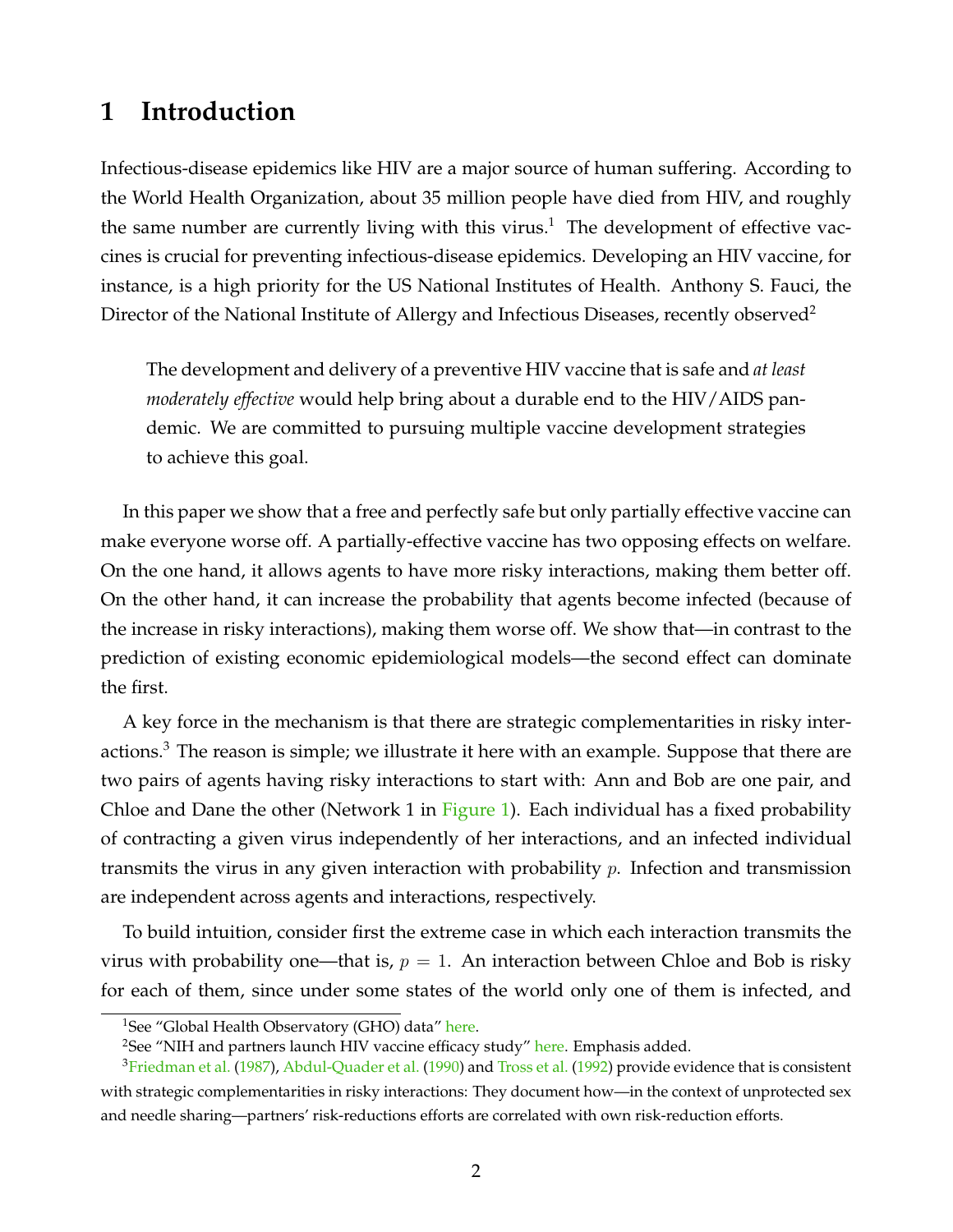# 1 Introduction

Infectious-disease epidemics like HIV are a major source of human suffering. According to the World Health Organization, about 35 million people have died from HIV, and roughly the same number are currently living with this virus.[1] The development of effective vaccines is crucial for preventing infectious-disease epidemics. Developing an HIV vaccine, for instance, is a high priority for the US National Institutes of Health. Anthony S. Fauci, the Director of the National Institute of Allergy and Infectious Diseases, recently observed[2]

> The development and delivery of a preventive HIV vaccine that is safe and *at least moderately effective* would help bring about a durable end to the HIV/AIDS pandemic. We are committed to pursuing multiple vaccine development strategies to achieve this goal.

In this paper we show that a free and perfectly safe but only partially effective vaccine can make everyone worse off. A partially-effective vaccine has two opposing effects on welfare. On the one hand, it allows agents to have more risky interactions, making them better off. On the other hand, it can increase the probability that agents become infected (because of the increase in risky interactions), making them worse off. We show that—in contrast to the prediction of existing economic epidemiological models—the second effect can dominate the first.

A key force in the mechanism is that there are strategic complementarities in risky interactions.[3] The reason is simple; we illustrate it here with an example. Suppose that there are two pairs of agents having risky interactions to start with: Ann and Bob are one pair, and Chloe and Dane the other (Network 1 in Figure 1). Each individual has a fixed probability of contracting a given virus independently of her interactions, and an infected individual transmits the virus in any given interaction with probability $p$. Infection and transmission are independent across agents and interactions, respectively.

To build intuition, consider first the extreme case in which each interaction transmits the virus with probability one—that is, $p = 1$. An interaction between Chloe and Bob is risky for each of them, since under some states of the world only one of them is infected, and

[1] See "Global Health Observatory (GHO) data" here.

[2] See "NIH and partners launch HIV vaccine efficacy study" here. Emphasis added.

[3] Friedman et al. (1987), Abdul-Quader et al. (1990) and Tross et al. (1992) provide evidence that is consistent with strategic complementarities in risky interactions: They document how—in the context of unprotected sex and needle sharing—partners' risk-reductions efforts are correlated with own risk-reduction efforts.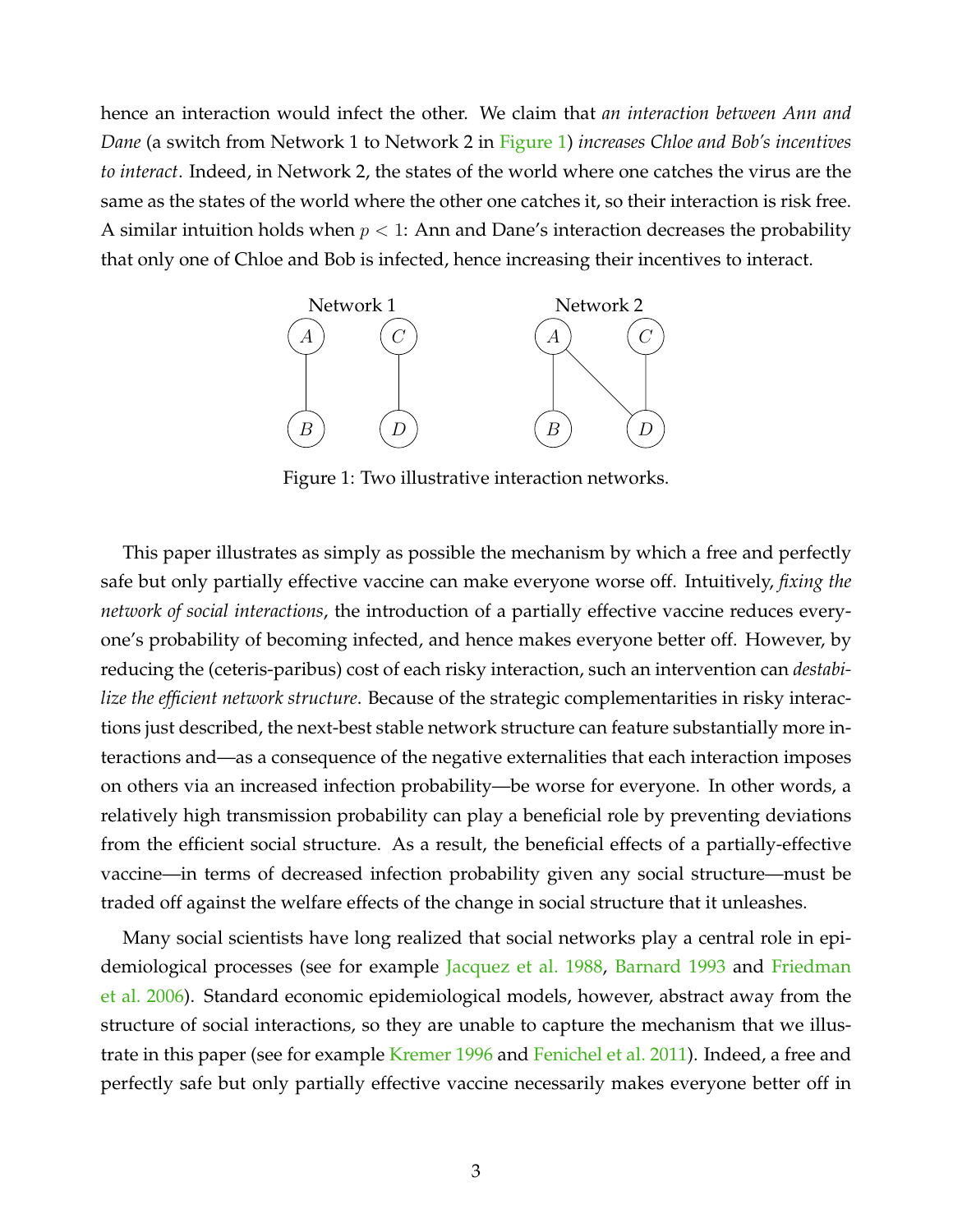hence an interaction would infect the other. We claim that *an interaction between Ann and Dane* (a switch from Network 1 to Network 2 in Figure 1) *increases Chloe and Bob's incentives to interact*. Indeed, in Network 2, the states of the world where one catches the virus are the same as the states of the world where the other one catches it, so their interaction is risk free. A similar intuition holds when $p < 1$: Ann and Dane's interaction decreases the probability that only one of Chloe and Bob is infected, hence increasing their incentives to interact.

Figure 1: Two illustrative interaction networks.

This paper illustrates as simply as possible the mechanism by which a free and perfectly safe but only partially effective vaccine can make everyone worse off. Intuitively, *fixing the network of social interactions*, the introduction of a partially effective vaccine reduces everyone's probability of becoming infected, and hence makes everyone better off. However, by reducing the (ceteris-paribus) cost of each risky interaction, such an intervention can *destabilize the efficient network structure*. Because of the strategic complementarities in risky interactions just described, the next-best stable network structure can feature substantially more interactions and—as a consequence of the negative externalities that each interaction imposes on others via an increased infection probability—be worse for everyone. In other words, a relatively high transmission probability can play a beneficial role by preventing deviations from the efficient social structure. As a result, the beneficial effects of a partially-effective vaccine—in terms of decreased infection probability given any social structure—must be traded off against the welfare effects of the change in social structure that it unleashes.

Many social scientists have long realized that social networks play a central role in epidemiological processes (see for example Jacquez et al. 1988, Barnard 1993 and Friedman et al. 2006). Standard economic epidemiological models, however, abstract away from the structure of social interactions, so they are unable to capture the mechanism that we illustrate in this paper (see for example Kremer 1996 and Fenichel et al. 2011). Indeed, a free and perfectly safe but only partially effective vaccine necessarily makes everyone better off in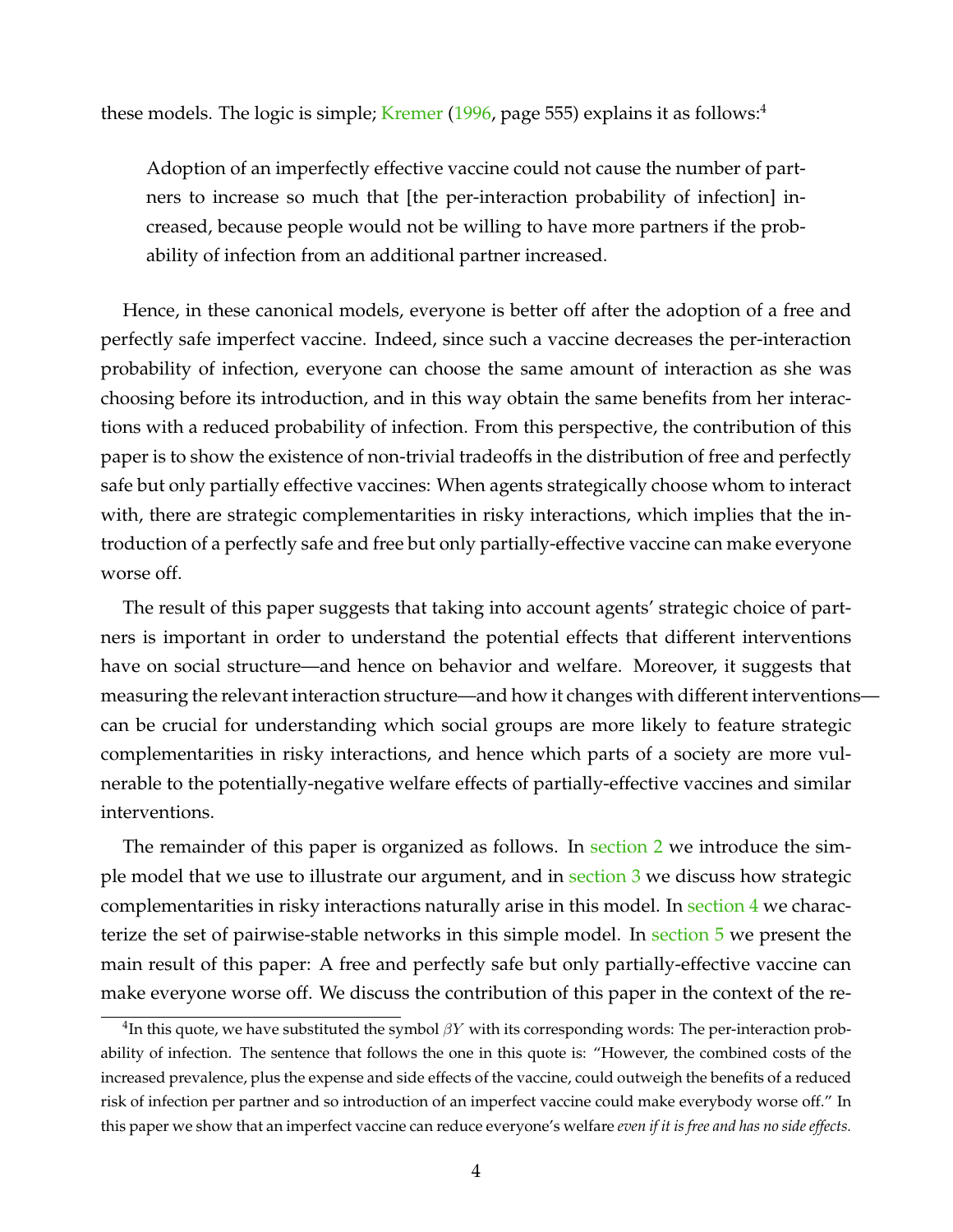these models. The logic is simple; Kremer (1996, page 555) explains it as follows:[4]

> Adoption of an imperfectly effective vaccine could not cause the number of partners to increase so much that [the per-interaction probability of infection] increased, because people would not be willing to have more partners if the probability of infection from an additional partner increased.

Hence, in these canonical models, everyone is better off after the adoption of a free and perfectly safe imperfect vaccine. Indeed, since such a vaccine decreases the per-interaction probability of infection, everyone can choose the same amount of interaction as she was choosing before its introduction, and in this way obtain the same benefits from her interactions with a reduced probability of infection. From this perspective, the contribution of this paper is to show the existence of non-trivial tradeoffs in the distribution of free and perfectly safe but only partially effective vaccines: When agents strategically choose whom to interact with, there are strategic complementarities in risky interactions, which implies that the introduction of a perfectly safe and free but only partially-effective vaccine can make everyone worse off.

The result of this paper suggests that taking into account agents' strategic choice of partners is important in order to understand the potential effects that different interventions have on social structure—and hence on behavior and welfare. Moreover, it suggests that measuring the relevant interaction structure—and how it changes with different interventions—can be crucial for understanding which social groups are more likely to feature strategic complementarities in risky interactions, and hence which parts of a society are more vulnerable to the potentially-negative welfare effects of partially-effective vaccines and similar interventions.

The remainder of this paper is organized as follows. In section 2 we introduce the simple model that we use to illustrate our argument, and in section 3 we discuss how strategic complementarities in risky interactions naturally arise in this model. In section 4 we characterize the set of pairwise-stable networks in this simple model. In section 5 we present the main result of this paper: A free and perfectly safe but only partially-effective vaccine can make everyone worse off. We discuss the contribution of this paper in the context of the re-

[4] In this quote, we have substituted the symbol $\beta Y$ with its corresponding words: The per-interaction probability of infection. The sentence that follows the one in this quote is: "However, the combined costs of the increased prevalence, plus the expense and side effects of the vaccine, could outweigh the benefits of a reduced risk of infection per partner and so introduction of an imperfect vaccine could make everybody worse off." In this paper we show that an imperfect vaccine can reduce everyone's welfare *even if it is free and has no side effects.*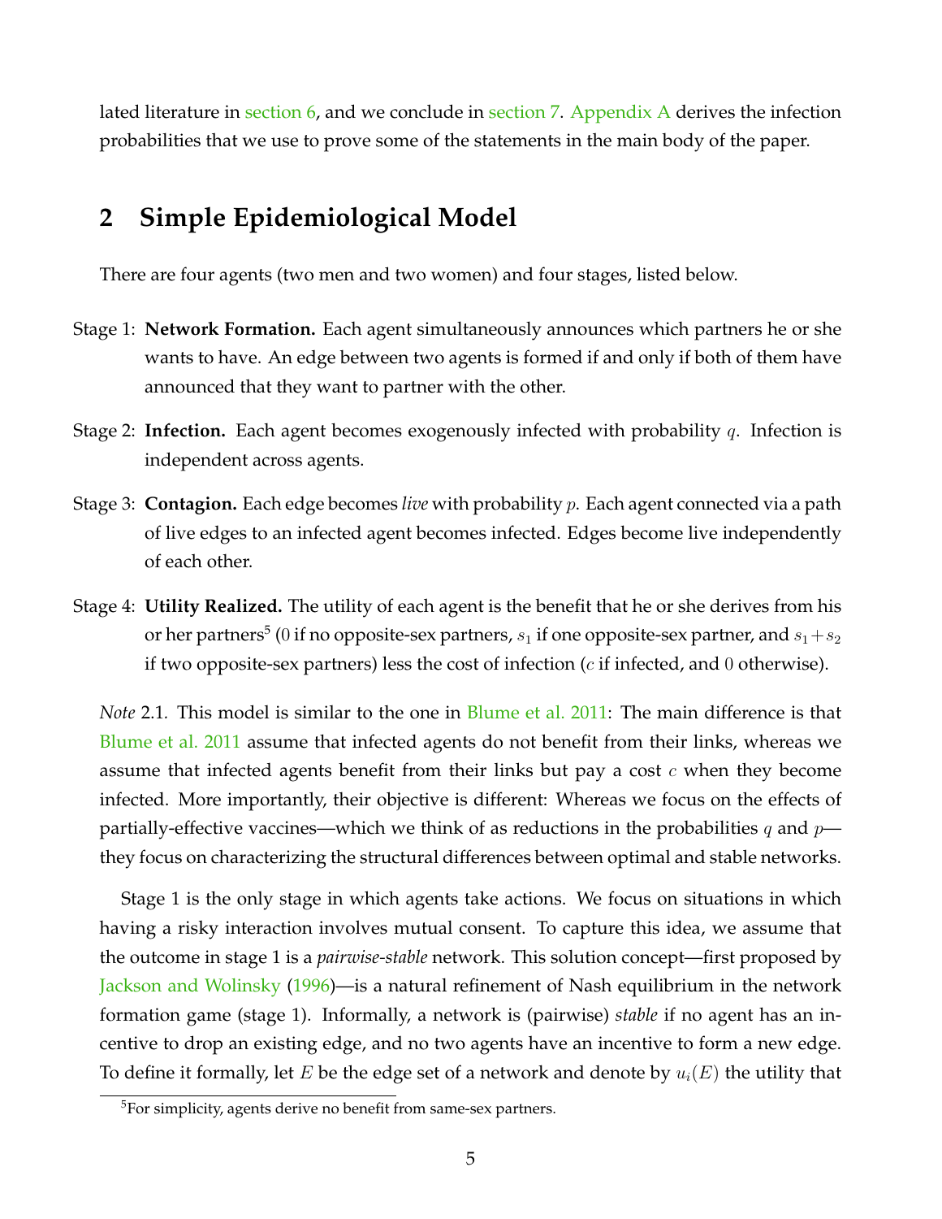lated literature in section 6, and we conclude in section 7. Appendix A derives the infection probabilities that we use to prove some of the statements in the main body of the paper.

## 2 Simple Epidemiological Model

There are four agents (two men and two women) and four stages, listed below.

Stage 1: **Network Formation.** Each agent simultaneously announces which partners he or she wants to have. An edge between two agents is formed if and only if both of them have announced that they want to partner with the other.

Stage 2: **Infection.** Each agent becomes exogenously infected with probability $q$. Infection is independent across agents.

Stage 3: **Contagion.** Each edge becomes *live* with probability $p$. Each agent connected via a path of live edges to an infected agent becomes infected. Edges become live independently of each other.

Stage 4: **Utility Realized.** The utility of each agent is the benefit that he or she derives from his or her partners[5] (0 if no opposite-sex partners, $s_1$ if one opposite-sex partner, and $s_1+s_2$ if two opposite-sex partners) less the cost of infection ($c$ if infected, and 0 otherwise).

*Note* 2.1. This model is similar to the one in Blume et al. 2011: The main difference is that Blume et al. 2011 assume that infected agents do not benefit from their links, whereas we assume that infected agents benefit from their links but pay a cost $c$ when they become infected. More importantly, their objective is different: Whereas we focus on the effects of partially-effective vaccines—which we think of as reductions in the probabilities $q$ and $p$—they focus on characterizing the structural differences between optimal and stable networks.

Stage 1 is the only stage in which agents take actions. We focus on situations in which having a risky interaction involves mutual consent. To capture this idea, we assume that the outcome in stage 1 is a *pairwise-stable* network. This solution concept—first proposed by Jackson and Wolinsky (1996)—is a natural refinement of Nash equilibrium in the network formation game (stage 1). Informally, a network is (pairwise) *stable* if no agent has an incentive to drop an existing edge, and no two agents have an incentive to form a new edge. To define it formally, let $E$ be the edge set of a network and denote by $u_i(E)$ the utility that

[5] For simplicity, agents derive no benefit from same-sex partners.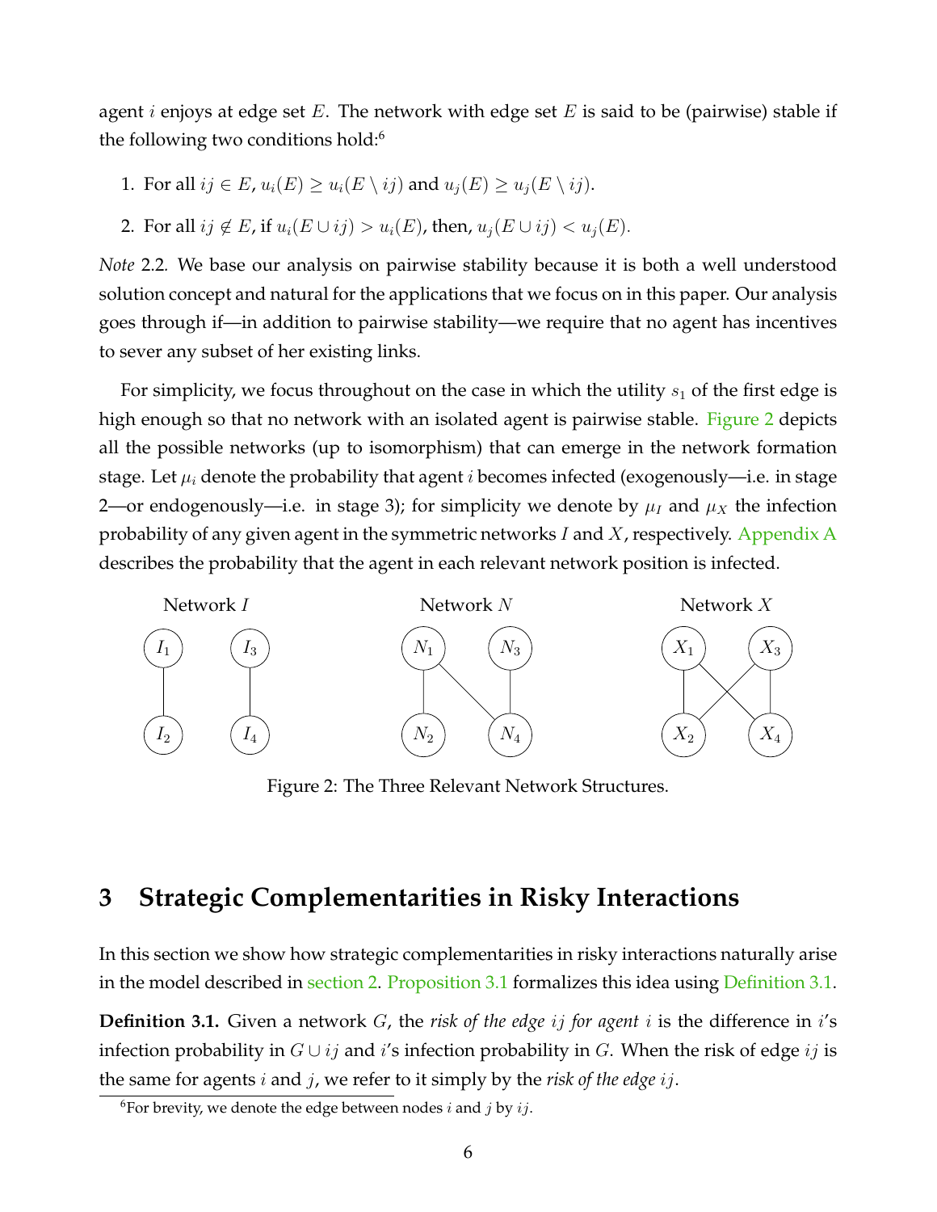agent $i$ enjoys at edge set $E$. The network with edge set $E$ is said to be (pairwise) stable if the following two conditions hold:[6]

1. For all $ij \in E$, $u_i(E) \geq u_i(E \setminus ij)$ and $u_j(E) \geq u_j(E \setminus ij)$.
2. For all $ij \notin E$, if $u_i(E \cup ij) > u_i(E)$, then, $u_j(E \cup ij) < u_j(E)$.

*Note* 2.2. We base our analysis on pairwise stability because it is both a well understood solution concept and natural for the applications that we focus on in this paper. Our analysis goes through if—in addition to pairwise stability—we require that no agent has incentives to sever any subset of her existing links.

For simplicity, we focus throughout on the case in which the utility $s_1$ of the first edge is high enough so that no network with an isolated agent is pairwise stable. Figure 2 depicts all the possible networks (up to isomorphism) that can emerge in the network formation stage. Let $\mu_i$ denote the probability that agent $i$ becomes infected (exogenously—i.e. in stage 2—or endogenously—i.e. in stage 3); for simplicity we denote by $\mu_I$ and $\mu_X$ the infection probability of any given agent in the symmetric networks $I$ and $X$, respectively. Appendix A describes the probability that the agent in each relevant network position is infected.

Figure 2: The Three Relevant Network Structures.

## 3 Strategic Complementarities in Risky Interactions

In this section we show how strategic complementarities in risky interactions naturally arise in the model described in section 2. Proposition 3.1 formalizes this idea using Definition 3.1.

**Definition 3.1.** Given a network $G$, the *risk of the edge $ij$ for agent $i$* is the difference in $i$'s infection probability in $G \cup ij$ and $i$'s infection probability in $G$. When the risk of edge $ij$ is the same for agents $i$ and $j$, we refer to it simply by the *risk of the edge $ij$*.

[6]For brevity, we denote the edge between nodes $i$ and $j$ by $ij$.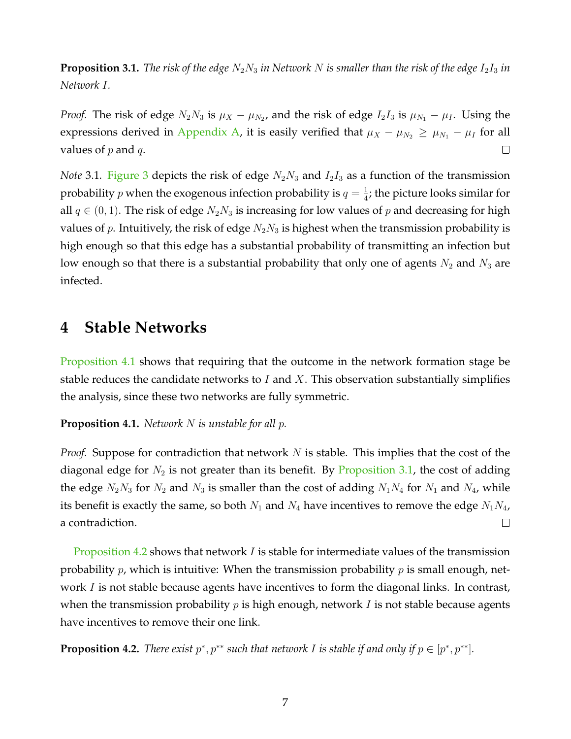**Proposition 3.1.** *The risk of the edge $N_2N_3$ in Network $N$ is smaller than the risk of the edge $I_2I_3$ in Network $I$.*

*Proof.* The risk of edge $N_2N_3$ is $\mu_X - \mu_{N_2}$, and the risk of edge $I_2I_3$ is $\mu_{N_1} - \mu_I$. Using the expressions derived in Appendix A, it is easily verified that $\mu_X - \mu_{N_2} \geq \mu_{N_1} - \mu_I$ for all values of $p$ and $q$. □

*Note* 3.1. Figure 3 depicts the risk of edge $N_2N_3$ and $I_2I_3$ as a function of the transmission probability $p$ when the exogenous infection probability is $q = \frac{1}{4}$; the picture looks similar for all $q \in (0, 1)$. The risk of edge $N_2N_3$ is increasing for low values of $p$ and decreasing for high values of $p$. Intuitively, the risk of edge $N_2N_3$ is highest when the transmission probability is high enough so that this edge has a substantial probability of transmitting an infection but low enough so that there is a substantial probability that only one of agents $N_2$ and $N_3$ are infected.

# 4 Stable Networks

Proposition 4.1 shows that requiring that the outcome in the network formation stage be stable reduces the candidate networks to $I$ and $X$. This observation substantially simplifies the analysis, since these two networks are fully symmetric.

**Proposition 4.1.** *Network $N$ is unstable for all $p$.*

*Proof.* Suppose for contradiction that network $N$ is stable. This implies that the cost of the diagonal edge for $N_2$ is not greater than its benefit. By Proposition 3.1, the cost of adding the edge $N_2N_3$ for $N_2$ and $N_3$ is smaller than the cost of adding $N_1N_4$ for $N_1$ and $N_4$, while its benefit is exactly the same, so both $N_1$ and $N_4$ have incentives to remove the edge $N_1N_4$, a contradiction. □

Proposition 4.2 shows that network $I$ is stable for intermediate values of the transmission probability $p$, which is intuitive: When the transmission probability $p$ is small enough, network $I$ is not stable because agents have incentives to form the diagonal links. In contrast, when the transmission probability $p$ is high enough, network $I$ is not stable because agents have incentives to remove their one link.

**Proposition 4.2.** *There exist $p^*, p^{**}$ such that network $I$ is stable if and only if $p \in [p^*, p^{**}]$.*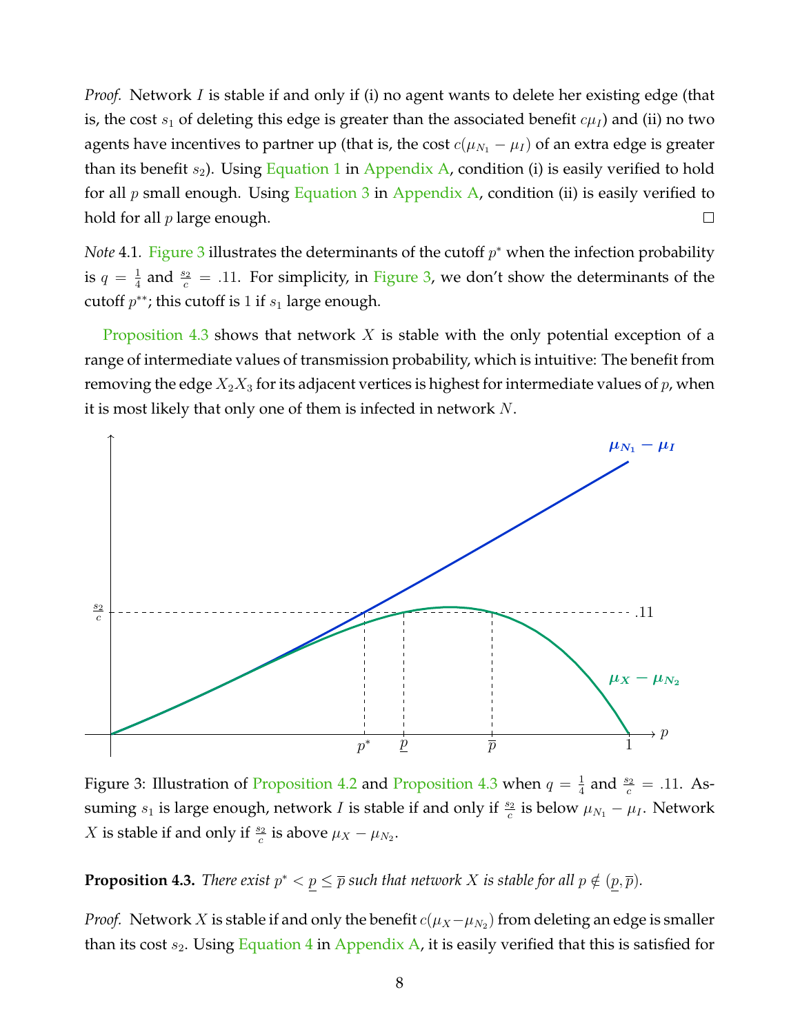*Proof.* Network $I$ is stable if and only if (i) no agent wants to delete her existing edge (that is, the cost $s_1$ of deleting this edge is greater than the associated benefit $c\mu_I$) and (ii) no two agents have incentives to partner up (that is, the cost $c(\mu_{N_1} - \mu_I)$ of an extra edge is greater than its benefit $s_2$). Using Equation 1 in Appendix A, condition (i) is easily verified to hold for all $p$ small enough. Using Equation 3 in Appendix A, condition (ii) is easily verified to hold for all $p$ large enough. □

*Note* 4.1. Figure 3 illustrates the determinants of the cutoff $p^*$ when the infection probability is $q = \frac{1}{4}$ and $\frac{s_2}{c} = .11$. For simplicity, in Figure 3, we don't show the determinants of the cutoff $p^{**}$; this cutoff is 1 if $s_1$ large enough.

Proposition 4.3 shows that network $X$ is stable with the only potential exception of a range of intermediate values of transmission probability, which is intuitive: The benefit from removing the edge $X_2X_3$ for its adjacent vertices is highest for intermediate values of $p$, when it is most likely that only one of them is infected in network $N$.

Figure 3: Illustration of Proposition 4.2 and Proposition 4.3 when $q = \frac{1}{4}$ and $\frac{s_2}{c} = .11$. Assuming $s_1$ is large enough, network $I$ is stable if and only if $\frac{s_2}{c}$ is below $\mu_{N_1} - \mu_I$. Network $X$ is stable if and only if $\frac{s_2}{c}$ is above $\mu_X - \mu_{N_2}$.

**Proposition 4.3.** *There exist $p^* < \underline{p} \leq \overline{p}$ such that network $X$ is stable for all $p \notin (\underline{p}, \overline{p})$.*

*Proof.* Network $X$ is stable if and only the benefit $c(\mu_X - \mu_{N_2})$ from deleting an edge is smaller than its cost $s_2$. Using Equation 4 in Appendix A, it is easily verified that this is satisfied for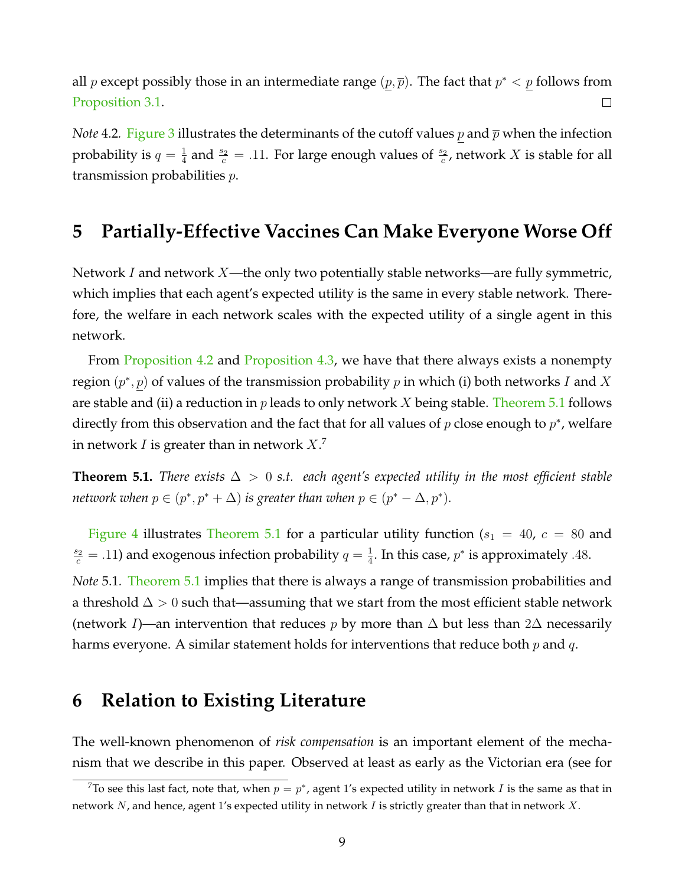all $p$ except possibly those in an intermediate range $(\underline{p}, \overline{p})$. The fact that $p^* < \underline{p}$ follows from Proposition 3.1. □

*Note* 4.2. Figure 3 illustrates the determinants of the cutoff values $\underline{p}$ and $\overline{p}$ when the infection probability is $q = \frac{1}{4}$ and $\frac{s_2}{c} = .11$. For large enough values of $\frac{s_2}{c}$, network $X$ is stable for all transmission probabilities $p$.

## 5 Partially-Effective Vaccines Can Make Everyone Worse Off

Network $I$ and network $X$—the only two potentially stable networks—are fully symmetric, which implies that each agent's expected utility is the same in every stable network. Therefore, the welfare in each network scales with the expected utility of a single agent in this network.

From Proposition 4.2 and Proposition 4.3, we have that there always exists a nonempty region $(p^*, \underline{p})$ of values of the transmission probability $p$ in which (i) both networks $I$ and $X$ are stable and (ii) a reduction in $p$ leads to only network $X$ being stable. Theorem 5.1 follows directly from this observation and the fact that for all values of $p$ close enough to $p^*$, welfare in network $I$ is greater than in network $X$.[7]

**Theorem 5.1.** *There exists $\Delta > 0$ s.t. each agent's expected utility in the most efficient stable network when $p \in (p^*, p^* + \Delta)$ is greater than when $p \in (p^* - \Delta, p^*)$.*

Figure 4 illustrates Theorem 5.1 for a particular utility function ($s_1 = 40$, $c = 80$ and $\frac{s_2}{c} = .11$) and exogenous infection probability $q = \frac{1}{4}$. In this case, $p^*$ is approximately $.48$.

*Note* 5.1. Theorem 5.1 implies that there is always a range of transmission probabilities and a threshold $\Delta > 0$ such that—assuming that we start from the most efficient stable network (network $I$)—an intervention that reduces $p$ by more than $\Delta$ but less than $2\Delta$ necessarily harms everyone. A similar statement holds for interventions that reduce both $p$ and $q$.

## 6 Relation to Existing Literature

The well-known phenomenon of *risk compensation* is an important element of the mechanism that we describe in this paper. Observed at least as early as the Victorian era (see for

---

[7] To see this last fact, note that, when $p = p^*$, agent 1's expected utility in network $I$ is the same as that in network $N$, and hence, agent 1's expected utility in network $I$ is strictly greater than that in network $X$.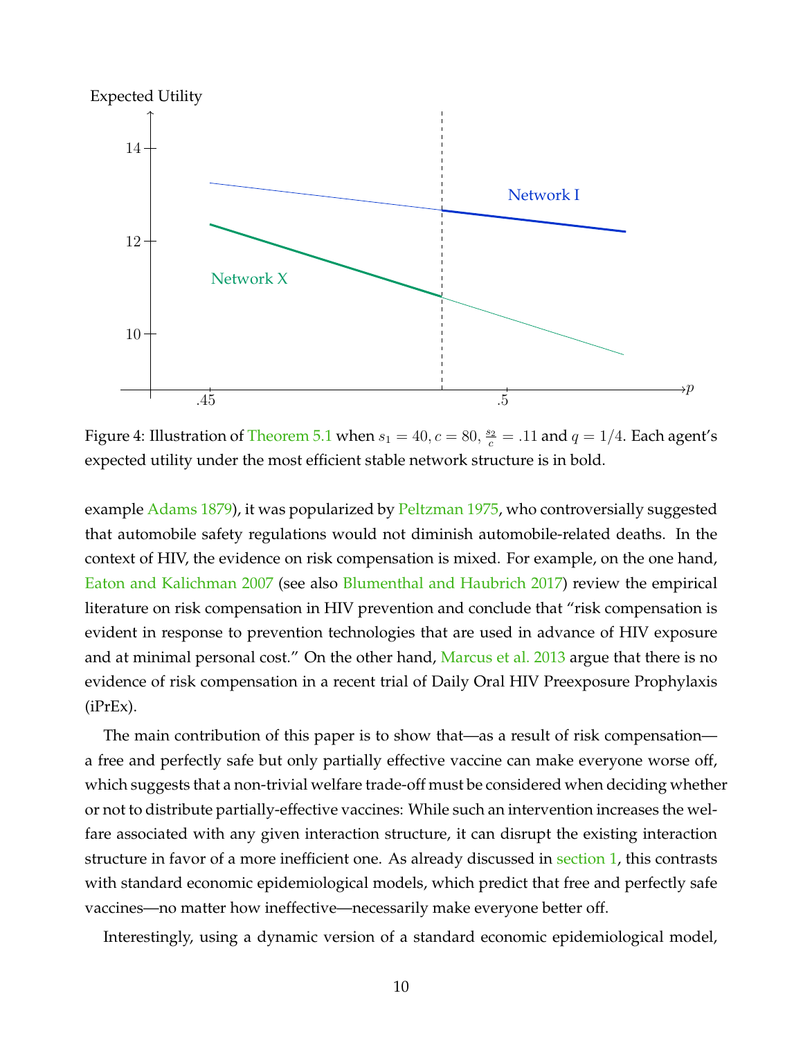Figure 4: Illustration of Theorem 5.1 when $s_1 = 40$, $c = 80$, $\frac{s_2}{c} = .11$ and $q = 1/4$. Each agent's expected utility under the most efficient stable network structure is in bold.

example Adams 1879), it was popularized by Peltzman 1975, who controversially suggested that automobile safety regulations would not diminish automobile-related deaths. In the context of HIV, the evidence on risk compensation is mixed. For example, on the one hand, Eaton and Kalichman 2007 (see also Blumenthal and Haubrich 2017) review the empirical literature on risk compensation in HIV prevention and conclude that "risk compensation is evident in response to prevention technologies that are used in advance of HIV exposure and at minimal personal cost." On the other hand, Marcus et al. 2013 argue that there is no evidence of risk compensation in a recent trial of Daily Oral HIV Preexposure Prophylaxis (iPrEx).

The main contribution of this paper is to show that—as a result of risk compensation—a free and perfectly safe but only partially effective vaccine can make everyone worse off, which suggests that a non-trivial welfare trade-off must be considered when deciding whether or not to distribute partially-effective vaccines: While such an intervention increases the welfare associated with any given interaction structure, it can disrupt the existing interaction structure in favor of a more inefficient one. As already discussed in section 1, this contrasts with standard economic epidemiological models, which predict that free and perfectly safe vaccines—no matter how ineffective—necessarily make everyone better off.

Interestingly, using a dynamic version of a standard economic epidemiological model,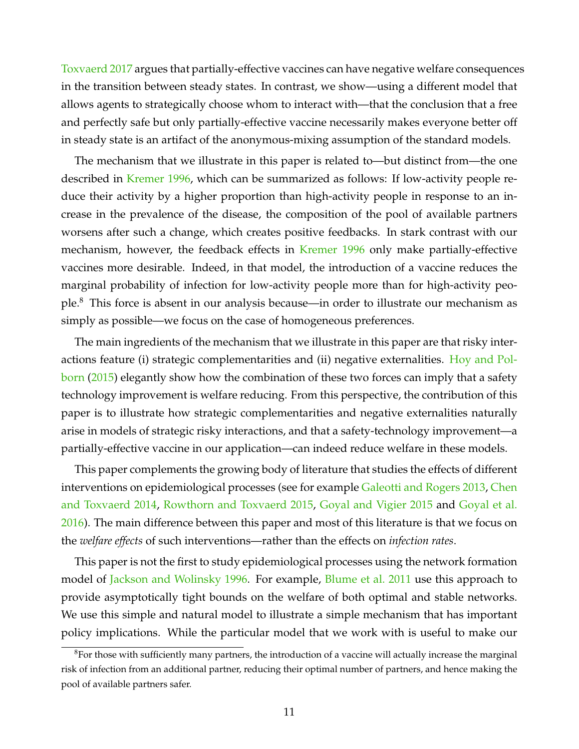Toxvaerd 2017 argues that partially-effective vaccines can have negative welfare consequences in the transition between steady states. In contrast, we show—using a different model that allows agents to strategically choose whom to interact with—that the conclusion that a free and perfectly safe but only partially-effective vaccine necessarily makes everyone better off in steady state is an artifact of the anonymous-mixing assumption of the standard models.

The mechanism that we illustrate in this paper is related to—but distinct from—the one described in Kremer 1996, which can be summarized as follows: If low-activity people reduce their activity by a higher proportion than high-activity people in response to an increase in the prevalence of the disease, the composition of the pool of available partners worsens after such a change, which creates positive feedbacks. In stark contrast with our mechanism, however, the feedback effects in Kremer 1996 only make partially-effective vaccines more desirable. Indeed, in that model, the introduction of a vaccine reduces the marginal probability of infection for low-activity people more than for high-activity people.[8] This force is absent in our analysis because—in order to illustrate our mechanism as simply as possible—we focus on the case of homogeneous preferences.

The main ingredients of the mechanism that we illustrate in this paper are that risky interactions feature (i) strategic complementarities and (ii) negative externalities. Hoy and Polborn (2015) elegantly show how the combination of these two forces can imply that a safety technology improvement is welfare reducing. From this perspective, the contribution of this paper is to illustrate how strategic complementarities and negative externalities naturally arise in models of strategic risky interactions, and that a safety-technology improvement—a partially-effective vaccine in our application—can indeed reduce welfare in these models.

This paper complements the growing body of literature that studies the effects of different interventions on epidemiological processes (see for example Galeotti and Rogers 2013, Chen and Toxvaerd 2014, Rowthorn and Toxvaerd 2015, Goyal and Vigier 2015 and Goyal et al. 2016). The main difference between this paper and most of this literature is that we focus on the *welfare effects* of such interventions—rather than the effects on *infection rates*.

This paper is not the first to study epidemiological processes using the network formation model of Jackson and Wolinsky 1996. For example, Blume et al. 2011 use this approach to provide asymptotically tight bounds on the welfare of both optimal and stable networks. We use this simple and natural model to illustrate a simple mechanism that has important policy implications. While the particular model that we work with is useful to make our

[8] For those with sufficiently many partners, the introduction of a vaccine will actually increase the marginal risk of infection from an additional partner, reducing their optimal number of partners, and hence making the pool of available partners safer.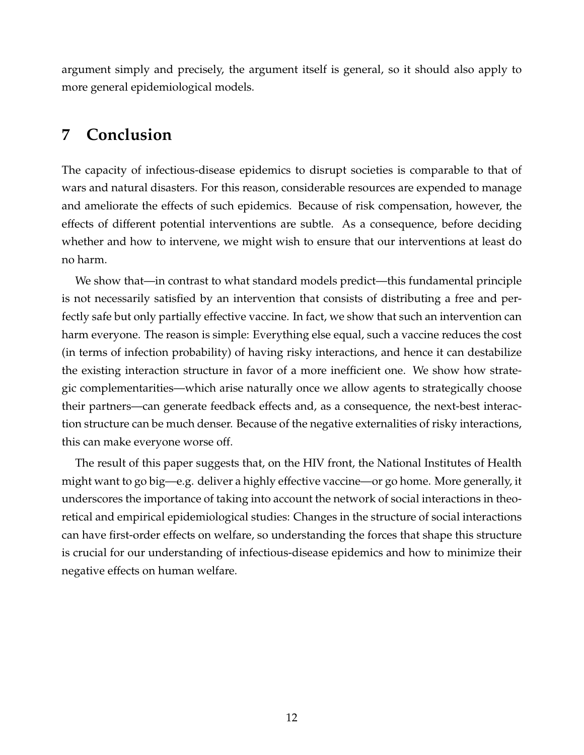argument simply and precisely, the argument itself is general, so it should also apply to more general epidemiological models.

## 7 Conclusion

The capacity of infectious-disease epidemics to disrupt societies is comparable to that of wars and natural disasters. For this reason, considerable resources are expended to manage and ameliorate the effects of such epidemics. Because of risk compensation, however, the effects of different potential interventions are subtle. As a consequence, before deciding whether and how to intervene, we might wish to ensure that our interventions at least do no harm.

We show that—in contrast to what standard models predict—this fundamental principle is not necessarily satisfied by an intervention that consists of distributing a free and perfectly safe but only partially effective vaccine. In fact, we show that such an intervention can harm everyone. The reason is simple: Everything else equal, such a vaccine reduces the cost (in terms of infection probability) of having risky interactions, and hence it can destabilize the existing interaction structure in favor of a more inefficient one. We show how strategic complementarities—which arise naturally once we allow agents to strategically choose their partners—can generate feedback effects and, as a consequence, the next-best interaction structure can be much denser. Because of the negative externalities of risky interactions, this can make everyone worse off.

The result of this paper suggests that, on the HIV front, the National Institutes of Health might want to go big—e.g. deliver a highly effective vaccine—or go home. More generally, it underscores the importance of taking into account the network of social interactions in theoretical and empirical epidemiological studies: Changes in the structure of social interactions can have first-order effects on welfare, so understanding the forces that shape this structure is crucial for our understanding of infectious-disease epidemics and how to minimize their negative effects on human welfare.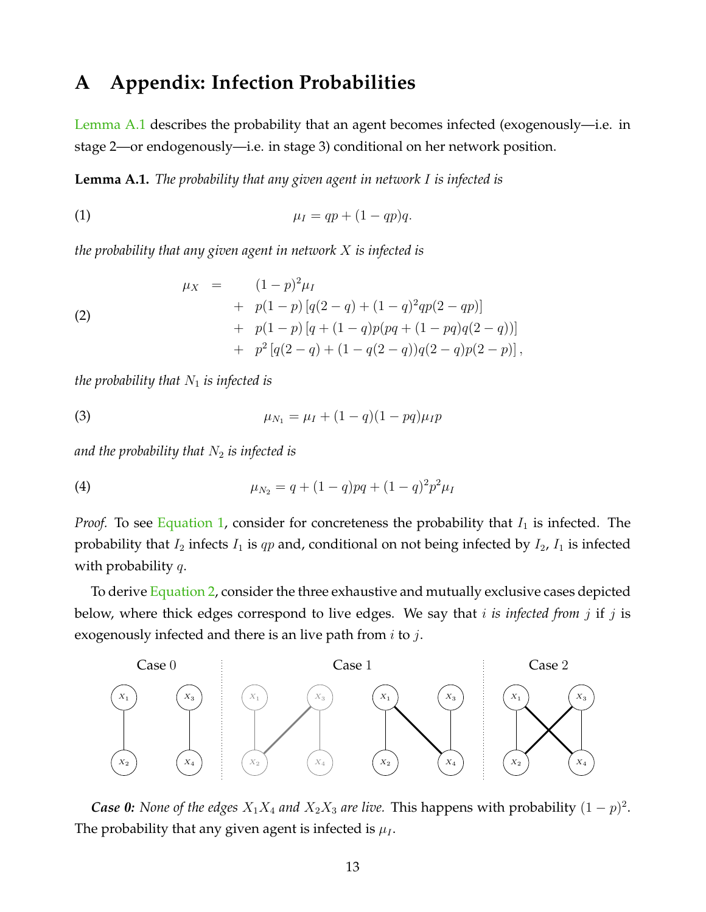# A Appendix: Infection Probabilities

Lemma A.1 describes the probability that an agent becomes infected (exogenously—i.e. in stage 2—or endogenously—i.e. in stage 3) conditional on her network position.

**Lemma A.1.** *The probability that any given agent in network $I$ is infected is*

$$\mu_I = qp + (1-qp)q. \tag{1}$$

*the probability that any given agent in network $X$ is infected is*

$$\begin{aligned}
\mu_X \;=\; & \;(1-p)^2\mu_I \\
& + \; p(1-p)\left[q(2-q) + (1-q)^2 qp(2-qp)\right] \\
& + \; p(1-p)\left[q + (1-q)p(pq + (1-pq)q(2-q))\right] \\
& + \; p^2\left[q(2-q) + (1-q(2-q))q(2-q)p(2-p)\right],
\end{aligned} \tag{2}$$

*the probability that $N_1$ is infected is*

$$\mu_{N_1} = \mu_I + (1-q)(1-pq)\mu_I p \tag{3}$$

*and the probability that $N_2$ is infected is*

$$\mu_{N_2} = q + (1-q)pq + (1-q)^2p^2\mu_I \tag{4}$$

*Proof.* To see Equation 1, consider for concreteness the probability that $I_1$ is infected. The probability that $I_2$ infects $I_1$ is $qp$ and, conditional on not being infected by $I_2$, $I_1$ is infected with probability $q$.

To derive Equation 2, consider the three exhaustive and mutually exclusive cases depicted below, where thick edges correspond to live edges. We say that *$i$ is infected from $j$* if $j$ is exogenously infected and there is an live path from $i$ to $j$.

Case 0 | Case 1 | Case 2

***Case 0:*** *None of the edges $X_1X_4$ and $X_2X_3$ are live.* This happens with probability $(1-p)^2$. The probability that any given agent is infected is $\mu_I$.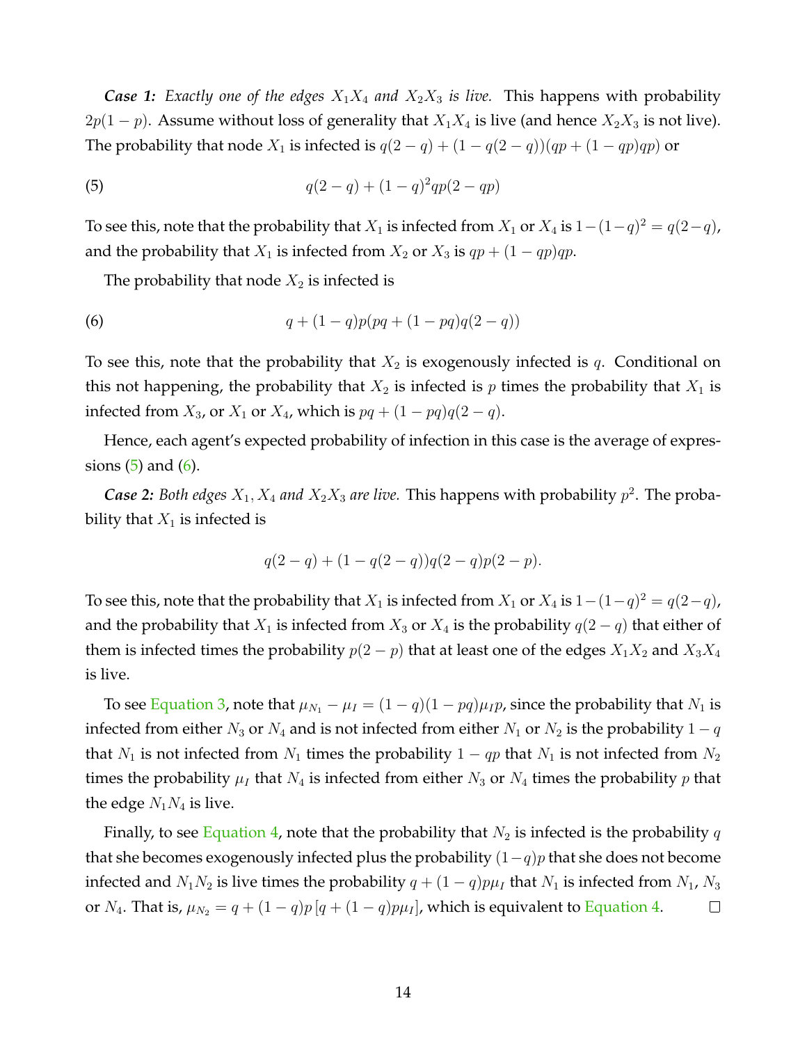***Case 1:*** *Exactly one of the edges $X_1X_4$ and $X_2X_3$ is live.* This happens with probability $2p(1-p)$. Assume without loss of generality that $X_1X_4$ is live (and hence $X_2X_3$ is not live). The probability that node $X_1$ is infected is $q(2-q) + (1-q(2-q))(qp + (1-qp)qp)$ or

$$q(2-q) + (1-q)^2 qp(2-qp) \tag{5}$$

To see this, note that the probability that $X_1$ is infected from $X_1$ or $X_4$ is $1-(1-q)^2 = q(2-q)$, and the probability that $X_1$ is infected from $X_2$ or $X_3$ is $qp + (1-qp)qp$.

The probability that node $X_2$ is infected is

$$q + (1-q)p(pq + (1-pq)q(2-q)) \tag{6}$$

To see this, note that the probability that $X_2$ is exogenously infected is $q$. Conditional on this not happening, the probability that $X_2$ is infected is $p$ times the probability that $X_1$ is infected from $X_3$, or $X_1$ or $X_4$, which is $pq + (1-pq)q(2-q)$.

Hence, each agent's expected probability of infection in this case is the average of expressions (5) and (6).

***Case 2:*** *Both edges $X_1, X_4$ and $X_2X_3$ are live.* This happens with probability $p^2$. The probability that $X_1$ is infected is

$$q(2-q) + (1-q(2-q))q(2-q)p(2-p).$$

To see this, note that the probability that $X_1$ is infected from $X_1$ or $X_4$ is $1-(1-q)^2 = q(2-q)$, and the probability that $X_1$ is infected from $X_3$ or $X_4$ is the probability $q(2-q)$ that either of them is infected times the probability $p(2-p)$ that at least one of the edges $X_1X_2$ and $X_3X_4$ is live.

To see Equation 3, note that $\mu_{N_1} - \mu_I = (1-q)(1-pq)\mu_I p$, since the probability that $N_1$ is infected from either $N_3$ or $N_4$ and is not infected from either $N_1$ or $N_2$ is the probability $1-q$ that $N_1$ is not infected from $N_1$ times the probability $1-qp$ that $N_1$ is not infected from $N_2$ times the probability $\mu_I$ that $N_4$ is infected from either $N_3$ or $N_4$ times the probability $p$ that the edge $N_1N_4$ is live.

Finally, to see Equation 4, note that the probability that $N_2$ is infected is the probability $q$ that she becomes exogenously infected plus the probability $(1-q)p$ that she does not become infected and $N_1N_2$ is live times the probability $q + (1-q)p\mu_I$ that $N_1$ is infected from $N_1$, $N_3$ or $N_4$. That is, $\mu_{N_2} = q + (1-q)p\left[q + (1-q)p\mu_I\right]$, which is equivalent to Equation 4. □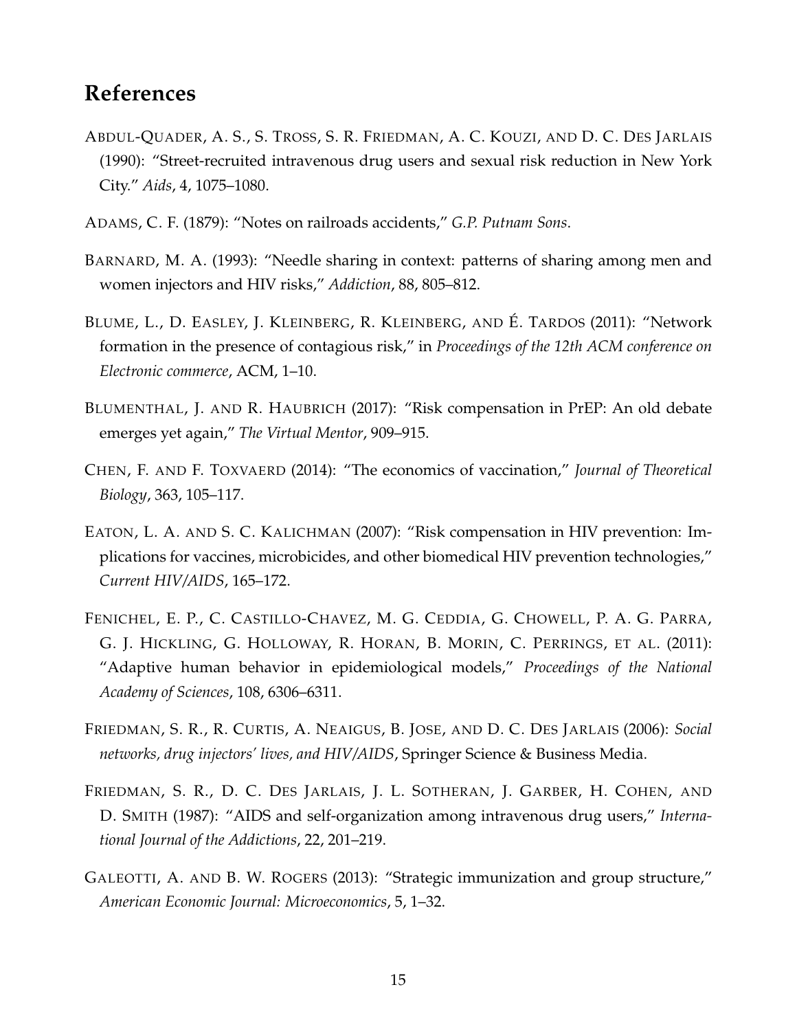## References

ABDUL-QUADER, A. S., S. TROSS, S. R. FRIEDMAN, A. C. KOUZI, AND D. C. DES JARLAIS (1990): "Street-recruited intravenous drug users and sexual risk reduction in New York City." *Aids*, 4, 1075–1080.

ADAMS, C. F. (1879): "Notes on railroads accidents," *G.P. Putnam Sons*.

BARNARD, M. A. (1993): "Needle sharing in context: patterns of sharing among men and women injectors and HIV risks," *Addiction*, 88, 805–812.

BLUME, L., D. EASLEY, J. KLEINBERG, R. KLEINBERG, AND É. TARDOS (2011): "Network formation in the presence of contagious risk," in *Proceedings of the 12th ACM conference on Electronic commerce*, ACM, 1–10.

BLUMENTHAL, J. AND R. HAUBRICH (2017): "Risk compensation in PrEP: An old debate emerges yet again," *The Virtual Mentor*, 909–915.

CHEN, F. AND F. TOXVAERD (2014): "The economics of vaccination," *Journal of Theoretical Biology*, 363, 105–117.

EATON, L. A. AND S. C. KALICHMAN (2007): "Risk compensation in HIV prevention: Implications for vaccines, microbicides, and other biomedical HIV prevention technologies," *Current HIV/AIDS*, 165–172.

FENICHEL, E. P., C. CASTILLO-CHAVEZ, M. G. CEDDIA, G. CHOWELL, P. A. G. PARRA, G. J. HICKLING, G. HOLLOWAY, R. HORAN, B. MORIN, C. PERRINGS, ET AL. (2011): "Adaptive human behavior in epidemiological models," *Proceedings of the National Academy of Sciences*, 108, 6306–6311.

FRIEDMAN, S. R., R. CURTIS, A. NEAIGUS, B. JOSE, AND D. C. DES JARLAIS (2006): *Social networks, drug injectors' lives, and HIV/AIDS*, Springer Science & Business Media.

FRIEDMAN, S. R., D. C. DES JARLAIS, J. L. SOTHERAN, J. GARBER, H. COHEN, AND D. SMITH (1987): "AIDS and self-organization among intravenous drug users," *International Journal of the Addictions*, 22, 201–219.

GALEOTTI, A. AND B. W. ROGERS (2013): "Strategic immunization and group structure," *American Economic Journal: Microeconomics*, 5, 1–32.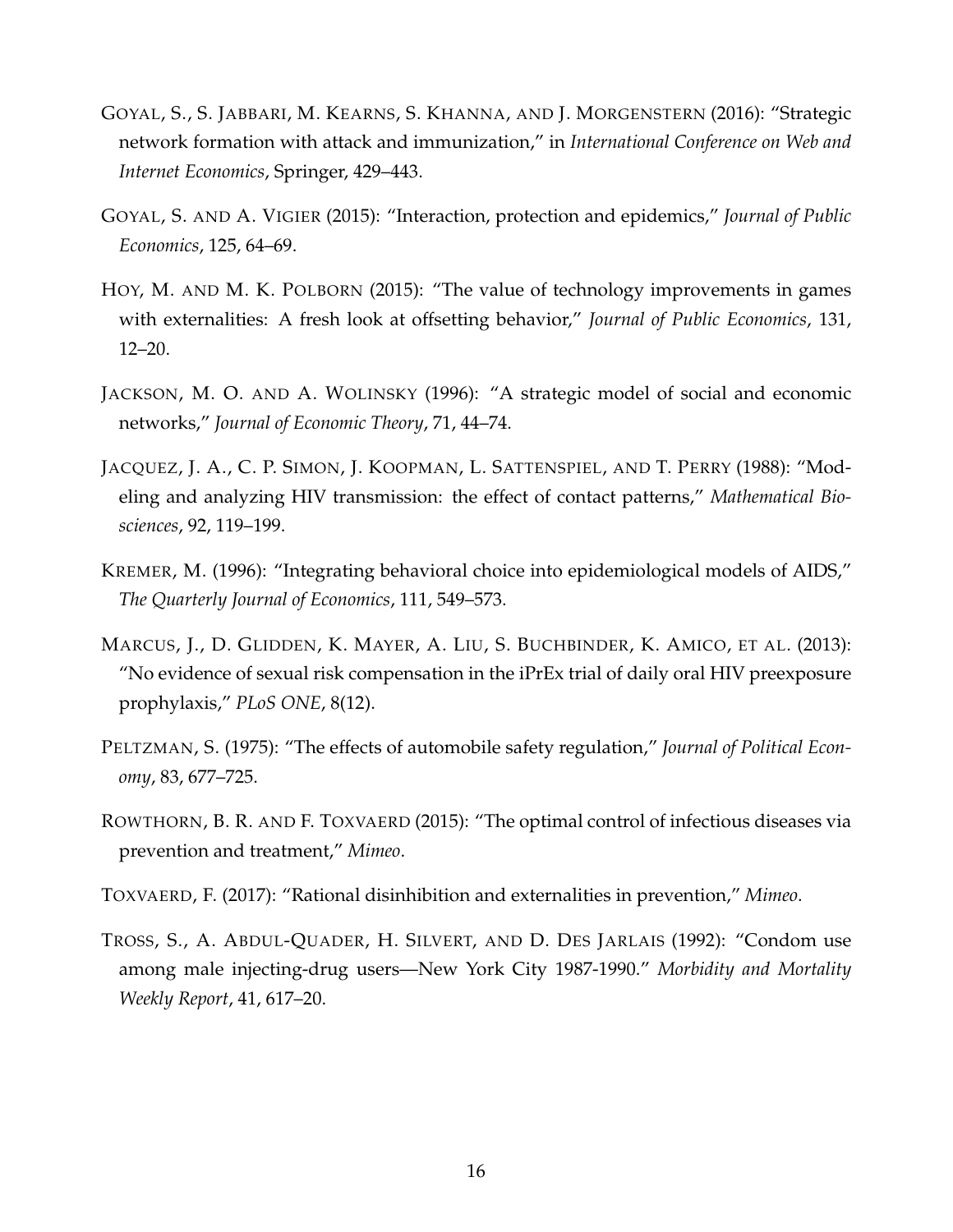GOYAL, S., S. JABBARI, M. KEARNS, S. KHANNA, AND J. MORGENSTERN (2016): "Strategic network formation with attack and immunization," in *International Conference on Web and Internet Economics*, Springer, 429–443.

GOYAL, S. AND A. VIGIER (2015): "Interaction, protection and epidemics," *Journal of Public Economics*, 125, 64–69.

HOY, M. AND M. K. POLBORN (2015): "The value of technology improvements in games with externalities: A fresh look at offsetting behavior," *Journal of Public Economics*, 131, 12–20.

JACKSON, M. O. AND A. WOLINSKY (1996): "A strategic model of social and economic networks," *Journal of Economic Theory*, 71, 44–74.

JACQUEZ, J. A., C. P. SIMON, J. KOOPMAN, L. SATTENSPIEL, AND T. PERRY (1988): "Modeling and analyzing HIV transmission: the effect of contact patterns," *Mathematical Biosciences*, 92, 119–199.

KREMER, M. (1996): "Integrating behavioral choice into epidemiological models of AIDS," *The Quarterly Journal of Economics*, 111, 549–573.

MARCUS, J., D. GLIDDEN, K. MAYER, A. LIU, S. BUCHBINDER, K. AMICO, ET AL. (2013): "No evidence of sexual risk compensation in the iPrEx trial of daily oral HIV preexposure prophylaxis," *PLoS ONE*, 8(12).

PELTZMAN, S. (1975): "The effects of automobile safety regulation," *Journal of Political Economy*, 83, 677–725.

ROWTHORN, B. R. AND F. TOXVAERD (2015): "The optimal control of infectious diseases via prevention and treatment," *Mimeo*.

TOXVAERD, F. (2017): "Rational disinhibition and externalities in prevention," *Mimeo*.

TROSS, S., A. ABDUL-QUADER, H. SILVERT, AND D. DES JARLAIS (1992): "Condom use among male injecting-drug users—New York City 1987-1990." *Morbidity and Mortality Weekly Report*, 41, 617–20.